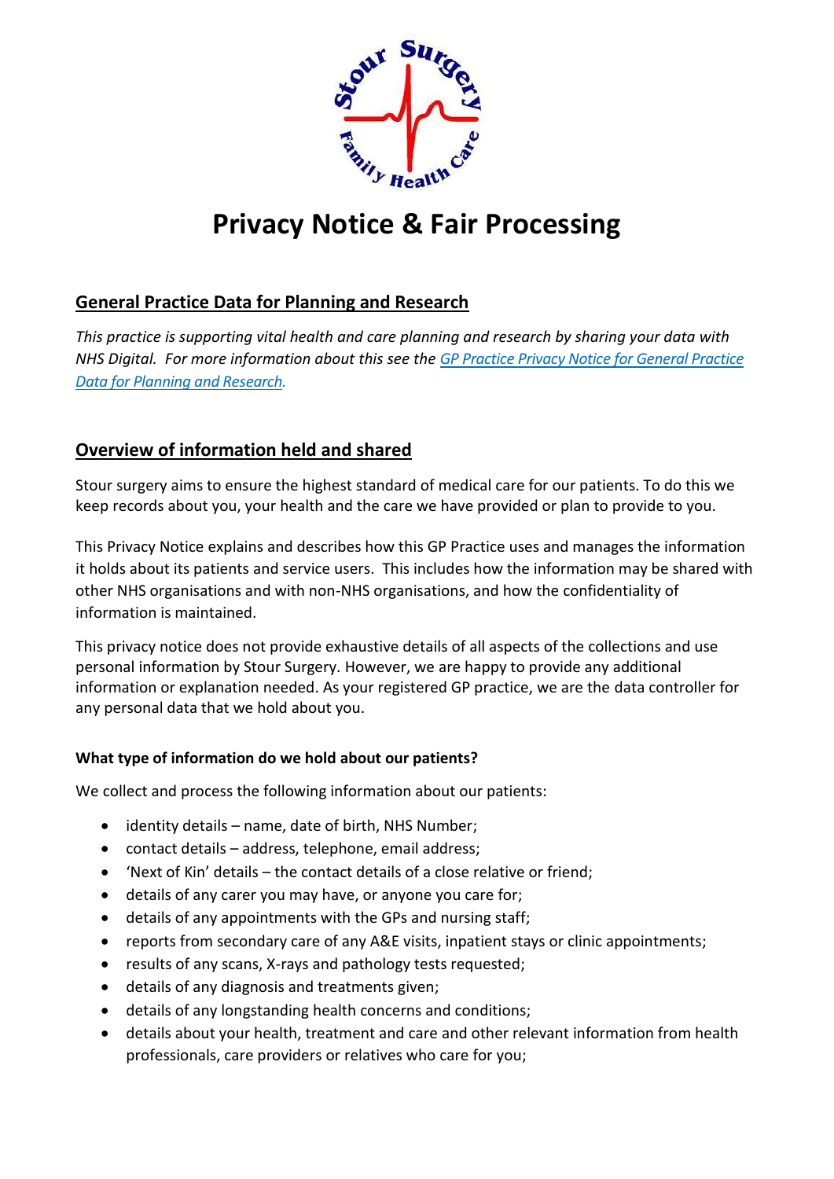# Privacy Notice & Fair Processing

## General Practice Data for Planning and Research

*This practice is supporting vital health and care planning and research by sharing your data with NHS Digital. For more information about this see the [GP Practice Privacy Notice for General Practice Data for Planning and Research](#).*

## Overview of information held and shared

Stour surgery aims to ensure the highest standard of medical care for our patients. To do this we keep records about you, your health and the care we have provided or plan to provide to you.

This Privacy Notice explains and describes how this GP Practice uses and manages the information it holds about its patients and service users. This includes how the information may be shared with other NHS organisations and with non-NHS organisations, and how the confidentiality of information is maintained.

This privacy notice does not provide exhaustive details of all aspects of the collections and use personal information by Stour Surgery. However, we are happy to provide any additional information or explanation needed. As your registered GP practice, we are the data controller for any personal data that we hold about you.

**What type of information do we hold about our patients?**

We collect and process the following information about our patients:

- identity details – name, date of birth, NHS Number;
- contact details – address, telephone, email address;
- 'Next of Kin' details – the contact details of a close relative or friend;
- details of any carer you may have, or anyone you care for;
- details of any appointments with the GPs and nursing staff;
- reports from secondary care of any A&E visits, inpatient stays or clinic appointments;
- results of any scans, X-rays and pathology tests requested;
- details of any diagnosis and treatments given;
- details of any longstanding health concerns and conditions;
- details about your health, treatment and care and other relevant information from health professionals, care providers or relatives who care for you;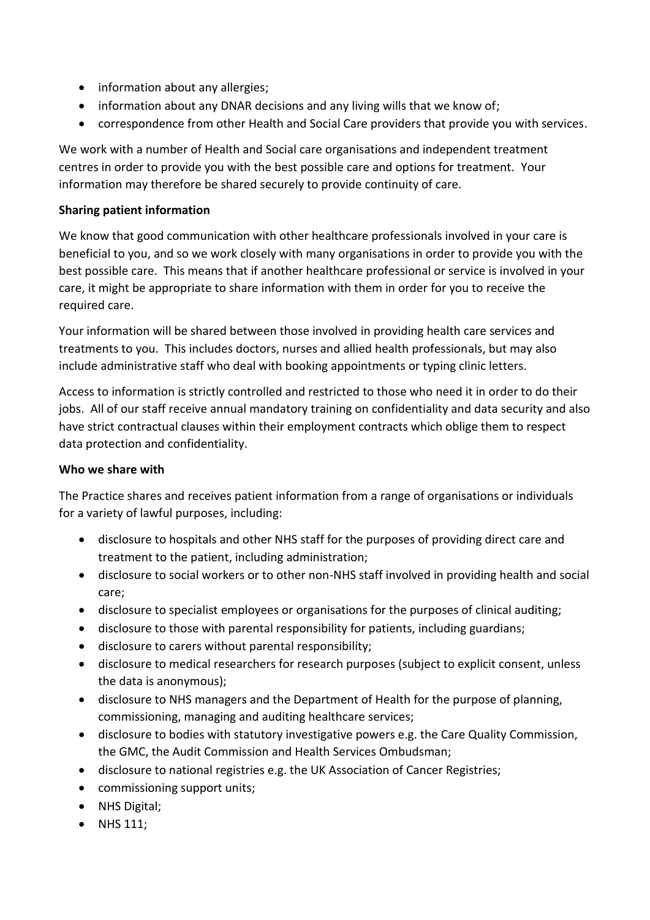- information about any allergies;
- information about any DNAR decisions and any living wills that we know of;
- correspondence from other Health and Social Care providers that provide you with services.

We work with a number of Health and Social care organisations and independent treatment centres in order to provide you with the best possible care and options for treatment. Your information may therefore be shared securely to provide continuity of care.

**Sharing patient information**

We know that good communication with other healthcare professionals involved in your care is beneficial to you, and so we work closely with many organisations in order to provide you with the best possible care. This means that if another healthcare professional or service is involved in your care, it might be appropriate to share information with them in order for you to receive the required care.

Your information will be shared between those involved in providing health care services and treatments to you. This includes doctors, nurses and allied health professionals, but may also include administrative staff who deal with booking appointments or typing clinic letters.

Access to information is strictly controlled and restricted to those who need it in order to do their jobs. All of our staff receive annual mandatory training on confidentiality and data security and also have strict contractual clauses within their employment contracts which oblige them to respect data protection and confidentiality.

**Who we share with**

The Practice shares and receives patient information from a range of organisations or individuals for a variety of lawful purposes, including:

- disclosure to hospitals and other NHS staff for the purposes of providing direct care and treatment to the patient, including administration;
- disclosure to social workers or to other non-NHS staff involved in providing health and social care;
- disclosure to specialist employees or organisations for the purposes of clinical auditing;
- disclosure to those with parental responsibility for patients, including guardians;
- disclosure to carers without parental responsibility;
- disclosure to medical researchers for research purposes (subject to explicit consent, unless the data is anonymous);
- disclosure to NHS managers and the Department of Health for the purpose of planning, commissioning, managing and auditing healthcare services;
- disclosure to bodies with statutory investigative powers e.g. the Care Quality Commission, the GMC, the Audit Commission and Health Services Ombudsman;
- disclosure to national registries e.g. the UK Association of Cancer Registries;
- commissioning support units;
- NHS Digital;
- NHS 111;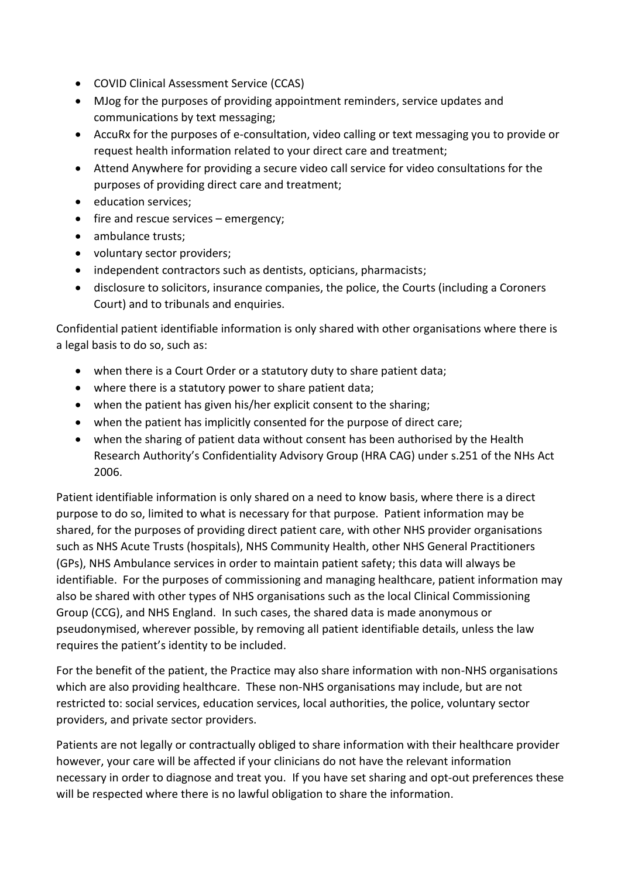- COVID Clinical Assessment Service (CCAS)
- MJog for the purposes of providing appointment reminders, service updates and communications by text messaging;
- AccuRx for the purposes of e-consultation, video calling or text messaging you to provide or request health information related to your direct care and treatment;
- Attend Anywhere for providing a secure video call service for video consultations for the purposes of providing direct care and treatment;
- education services;
- fire and rescue services – emergency;
- ambulance trusts;
- voluntary sector providers;
- independent contractors such as dentists, opticians, pharmacists;
- disclosure to solicitors, insurance companies, the police, the Courts (including a Coroners Court) and to tribunals and enquiries.

Confidential patient identifiable information is only shared with other organisations where there is a legal basis to do so, such as:

- when there is a Court Order or a statutory duty to share patient data;
- where there is a statutory power to share patient data;
- when the patient has given his/her explicit consent to the sharing;
- when the patient has implicitly consented for the purpose of direct care;
- when the sharing of patient data without consent has been authorised by the Health Research Authority's Confidentiality Advisory Group (HRA CAG) under s.251 of the NHs Act 2006.

Patient identifiable information is only shared on a need to know basis, where there is a direct purpose to do so, limited to what is necessary for that purpose. Patient information may be shared, for the purposes of providing direct patient care, with other NHS provider organisations such as NHS Acute Trusts (hospitals), NHS Community Health, other NHS General Practitioners (GPs), NHS Ambulance services in order to maintain patient safety; this data will always be identifiable. For the purposes of commissioning and managing healthcare, patient information may also be shared with other types of NHS organisations such as the local Clinical Commissioning Group (CCG), and NHS England. In such cases, the shared data is made anonymous or pseudonymised, wherever possible, by removing all patient identifiable details, unless the law requires the patient's identity to be included.

For the benefit of the patient, the Practice may also share information with non-NHS organisations which are also providing healthcare. These non-NHS organisations may include, but are not restricted to: social services, education services, local authorities, the police, voluntary sector providers, and private sector providers.

Patients are not legally or contractually obliged to share information with their healthcare provider however, your care will be affected if your clinicians do not have the relevant information necessary in order to diagnose and treat you. If you have set sharing and opt-out preferences these will be respected where there is no lawful obligation to share the information.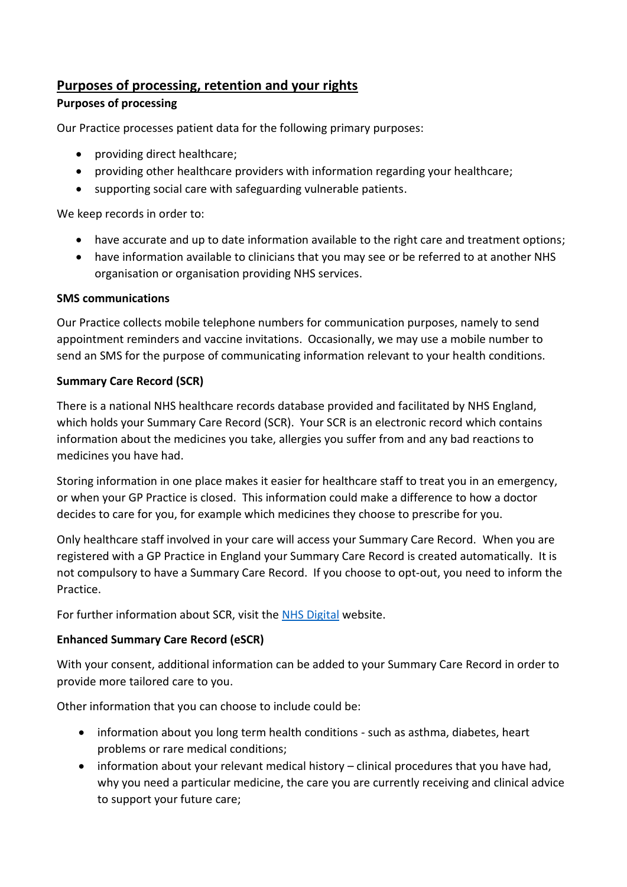## Purposes of processing, retention and your rights

**Purposes of processing**

Our Practice processes patient data for the following primary purposes:

- providing direct healthcare;
- providing other healthcare providers with information regarding your healthcare;
- supporting social care with safeguarding vulnerable patients.

We keep records in order to:

- have accurate and up to date information available to the right care and treatment options;
- have information available to clinicians that you may see or be referred to at another NHS organisation or organisation providing NHS services.

**SMS communications**

Our Practice collects mobile telephone numbers for communication purposes, namely to send appointment reminders and vaccine invitations. Occasionally, we may use a mobile number to send an SMS for the purpose of communicating information relevant to your health conditions.

**Summary Care Record (SCR)**

There is a national NHS healthcare records database provided and facilitated by NHS England, which holds your Summary Care Record (SCR). Your SCR is an electronic record which contains information about the medicines you take, allergies you suffer from and any bad reactions to medicines you have had.

Storing information in one place makes it easier for healthcare staff to treat you in an emergency, or when your GP Practice is closed. This information could make a difference to how a doctor decides to care for you, for example which medicines they choose to prescribe for you.

Only healthcare staff involved in your care will access your Summary Care Record. When you are registered with a GP Practice in England your Summary Care Record is created automatically. It is not compulsory to have a Summary Care Record. If you choose to opt-out, you need to inform the Practice.

For further information about SCR, visit the NHS Digital website.

**Enhanced Summary Care Record (eSCR)**

With your consent, additional information can be added to your Summary Care Record in order to provide more tailored care to you.

Other information that you can choose to include could be:

- information about you long term health conditions - such as asthma, diabetes, heart problems or rare medical conditions;
- information about your relevant medical history – clinical procedures that you have had, why you need a particular medicine, the care you are currently receiving and clinical advice to support your future care;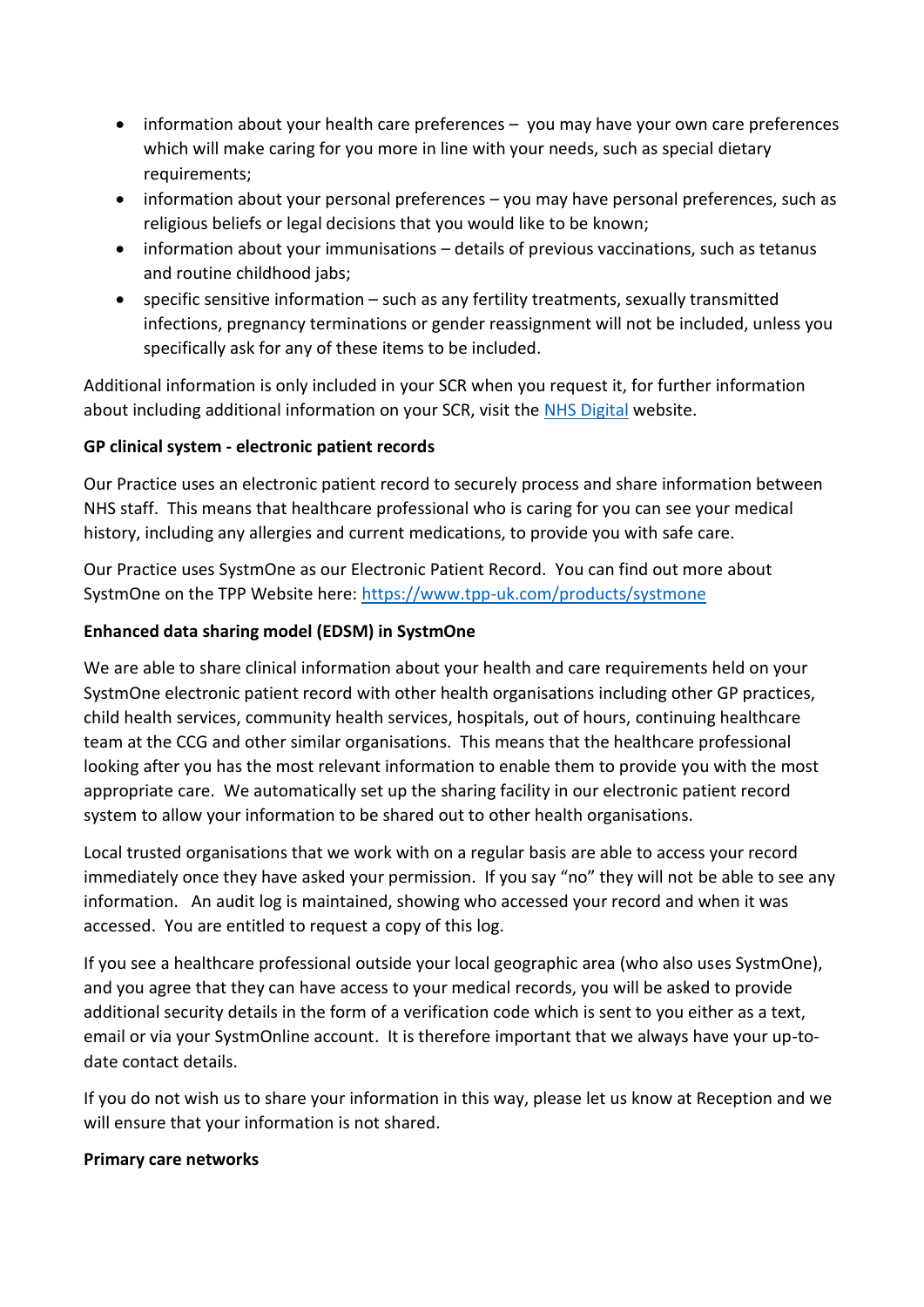- information about your health care preferences – you may have your own care preferences which will make caring for you more in line with your needs, such as special dietary requirements;
- information about your personal preferences – you may have personal preferences, such as religious beliefs or legal decisions that you would like to be known;
- information about your immunisations – details of previous vaccinations, such as tetanus and routine childhood jabs;
- specific sensitive information – such as any fertility treatments, sexually transmitted infections, pregnancy terminations or gender reassignment will not be included, unless you specifically ask for any of these items to be included.

Additional information is only included in your SCR when you request it, for further information about including additional information on your SCR, visit the [NHS Digital]() website.

**GP clinical system - electronic patient records**

Our Practice uses an electronic patient record to securely process and share information between NHS staff. This means that healthcare professional who is caring for you can see your medical history, including any allergies and current medications, to provide you with safe care.

Our Practice uses SystmOne as our Electronic Patient Record. You can find out more about SystmOne on the TPP Website here: https://www.tpp-uk.com/products/systmone

**Enhanced data sharing model (EDSM) in SystmOne**

We are able to share clinical information about your health and care requirements held on your SystmOne electronic patient record with other health organisations including other GP practices, child health services, community health services, hospitals, out of hours, continuing healthcare team at the CCG and other similar organisations. This means that the healthcare professional looking after you has the most relevant information to enable them to provide you with the most appropriate care. We automatically set up the sharing facility in our electronic patient record system to allow your information to be shared out to other health organisations.

Local trusted organisations that we work with on a regular basis are able to access your record immediately once they have asked your permission. If you say "no" they will not be able to see any information. An audit log is maintained, showing who accessed your record and when it was accessed. You are entitled to request a copy of this log.

If you see a healthcare professional outside your local geographic area (who also uses SystmOne), and you agree that they can have access to your medical records, you will be asked to provide additional security details in the form of a verification code which is sent to you either as a text, email or via your SystmOnline account. It is therefore important that we always have your up-to-date contact details.

If you do not wish us to share your information in this way, please let us know at Reception and we will ensure that your information is not shared.

**Primary care networks**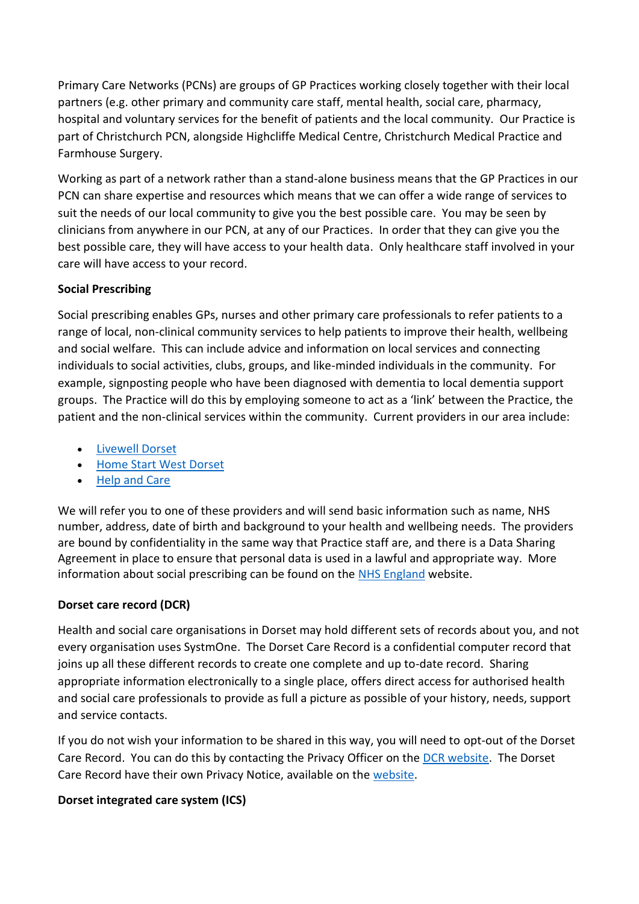Primary Care Networks (PCNs) are groups of GP Practices working closely together with their local partners (e.g. other primary and community care staff, mental health, social care, pharmacy, hospital and voluntary services for the benefit of patients and the local community. Our Practice is part of Christchurch PCN, alongside Highcliffe Medical Centre, Christchurch Medical Practice and Farmhouse Surgery.

Working as part of a network rather than a stand-alone business means that the GP Practices in our PCN can share expertise and resources which means that we can offer a wide range of services to suit the needs of our local community to give you the best possible care. You may be seen by clinicians from anywhere in our PCN, at any of our Practices. In order that they can give you the best possible care, they will have access to your health data. Only healthcare staff involved in your care will have access to your record.

**Social Prescribing**

Social prescribing enables GPs, nurses and other primary care professionals to refer patients to a range of local, non-clinical community services to help patients to improve their health, wellbeing and social welfare. This can include advice and information on local services and connecting individuals to social activities, clubs, groups, and like-minded individuals in the community. For example, signposting people who have been diagnosed with dementia to local dementia support groups. The Practice will do this by employing someone to act as a 'link' between the Practice, the patient and the non-clinical services within the community. Current providers in our area include:

- Livewell Dorset
- Home Start West Dorset
- Help and Care

We will refer you to one of these providers and will send basic information such as name, NHS number, address, date of birth and background to your health and wellbeing needs. The providers are bound by confidentiality in the same way that Practice staff are, and there is a Data Sharing Agreement in place to ensure that personal data is used in a lawful and appropriate way. More information about social prescribing can be found on the NHS England website.

**Dorset care record (DCR)**

Health and social care organisations in Dorset may hold different sets of records about you, and not every organisation uses SystmOne. The Dorset Care Record is a confidential computer record that joins up all these different records to create one complete and up to-date record. Sharing appropriate information electronically to a single place, offers direct access for authorised health and social care professionals to provide as full a picture as possible of your history, needs, support and service contacts.

If you do not wish your information to be shared in this way, you will need to opt-out of the Dorset Care Record. You can do this by contacting the Privacy Officer on the DCR website. The Dorset Care Record have their own Privacy Notice, available on the website.

**Dorset integrated care system (ICS)**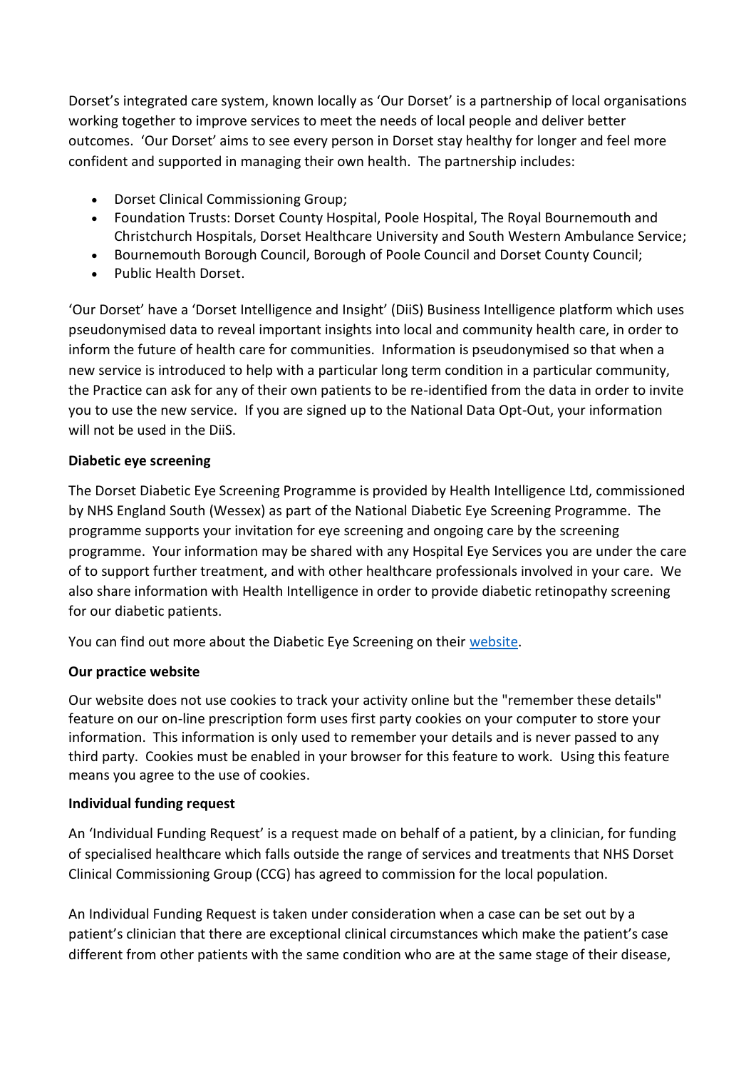Dorset's integrated care system, known locally as 'Our Dorset' is a partnership of local organisations working together to improve services to meet the needs of local people and deliver better outcomes. 'Our Dorset' aims to see every person in Dorset stay healthy for longer and feel more confident and supported in managing their own health. The partnership includes:

- Dorset Clinical Commissioning Group;
- Foundation Trusts: Dorset County Hospital, Poole Hospital, The Royal Bournemouth and Christchurch Hospitals, Dorset Healthcare University and South Western Ambulance Service;
- Bournemouth Borough Council, Borough of Poole Council and Dorset County Council;
- Public Health Dorset.

'Our Dorset' have a 'Dorset Intelligence and Insight' (DiiS) Business Intelligence platform which uses pseudonymised data to reveal important insights into local and community health care, in order to inform the future of health care for communities. Information is pseudonymised so that when a new service is introduced to help with a particular long term condition in a particular community, the Practice can ask for any of their own patients to be re-identified from the data in order to invite you to use the new service. If you are signed up to the National Data Opt-Out, your information will not be used in the DiiS.

**Diabetic eye screening**

The Dorset Diabetic Eye Screening Programme is provided by Health Intelligence Ltd, commissioned by NHS England South (Wessex) as part of the National Diabetic Eye Screening Programme. The programme supports your invitation for eye screening and ongoing care by the screening programme. Your information may be shared with any Hospital Eye Services you are under the care of to support further treatment, and with other healthcare professionals involved in your care. We also share information with Health Intelligence in order to provide diabetic retinopathy screening for our diabetic patients.

You can find out more about the Diabetic Eye Screening on their website.

**Our practice website**

Our website does not use cookies to track your activity online but the "remember these details" feature on our on-line prescription form uses first party cookies on your computer to store your information. This information is only used to remember your details and is never passed to any third party. Cookies must be enabled in your browser for this feature to work. Using this feature means you agree to the use of cookies.

**Individual funding request**

An 'Individual Funding Request' is a request made on behalf of a patient, by a clinician, for funding of specialised healthcare which falls outside the range of services and treatments that NHS Dorset Clinical Commissioning Group (CCG) has agreed to commission for the local population.

An Individual Funding Request is taken under consideration when a case can be set out by a patient's clinician that there are exceptional clinical circumstances which make the patient's case different from other patients with the same condition who are at the same stage of their disease,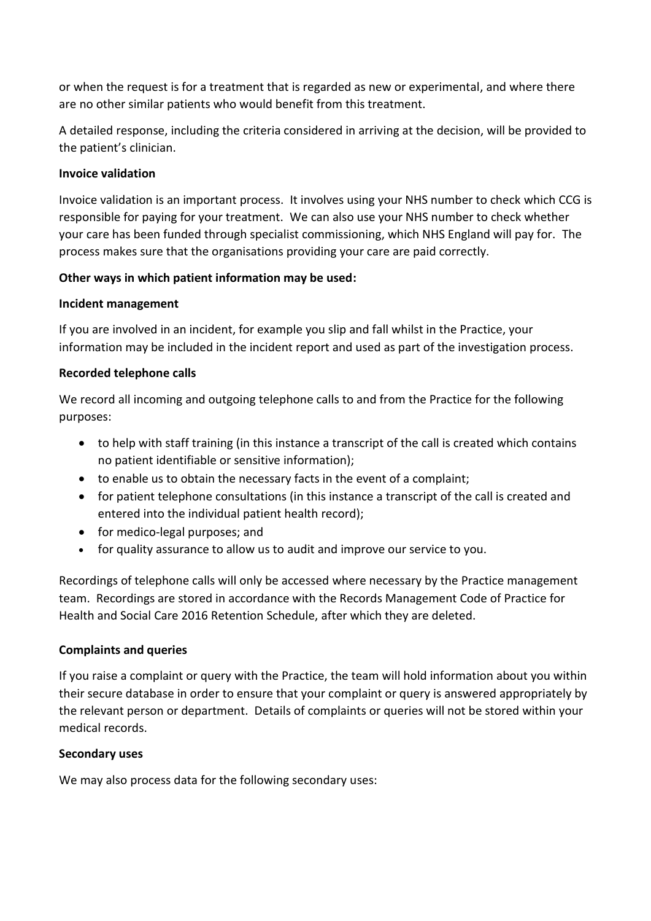or when the request is for a treatment that is regarded as new or experimental, and where there are no other similar patients who would benefit from this treatment.

A detailed response, including the criteria considered in arriving at the decision, will be provided to the patient's clinician.

**Invoice validation**

Invoice validation is an important process. It involves using your NHS number to check which CCG is responsible for paying for your treatment. We can also use your NHS number to check whether your care has been funded through specialist commissioning, which NHS England will pay for. The process makes sure that the organisations providing your care are paid correctly.

**Other ways in which patient information may be used:**

**Incident management**

If you are involved in an incident, for example you slip and fall whilst in the Practice, your information may be included in the incident report and used as part of the investigation process.

**Recorded telephone calls**

We record all incoming and outgoing telephone calls to and from the Practice for the following purposes:

- to help with staff training (in this instance a transcript of the call is created which contains no patient identifiable or sensitive information);
- to enable us to obtain the necessary facts in the event of a complaint;
- for patient telephone consultations (in this instance a transcript of the call is created and entered into the individual patient health record);
- for medico-legal purposes; and
- for quality assurance to allow us to audit and improve our service to you.

Recordings of telephone calls will only be accessed where necessary by the Practice management team. Recordings are stored in accordance with the Records Management Code of Practice for Health and Social Care 2016 Retention Schedule, after which they are deleted.

**Complaints and queries**

If you raise a complaint or query with the Practice, the team will hold information about you within their secure database in order to ensure that your complaint or query is answered appropriately by the relevant person or department. Details of complaints or queries will not be stored within your medical records.

**Secondary uses**

We may also process data for the following secondary uses: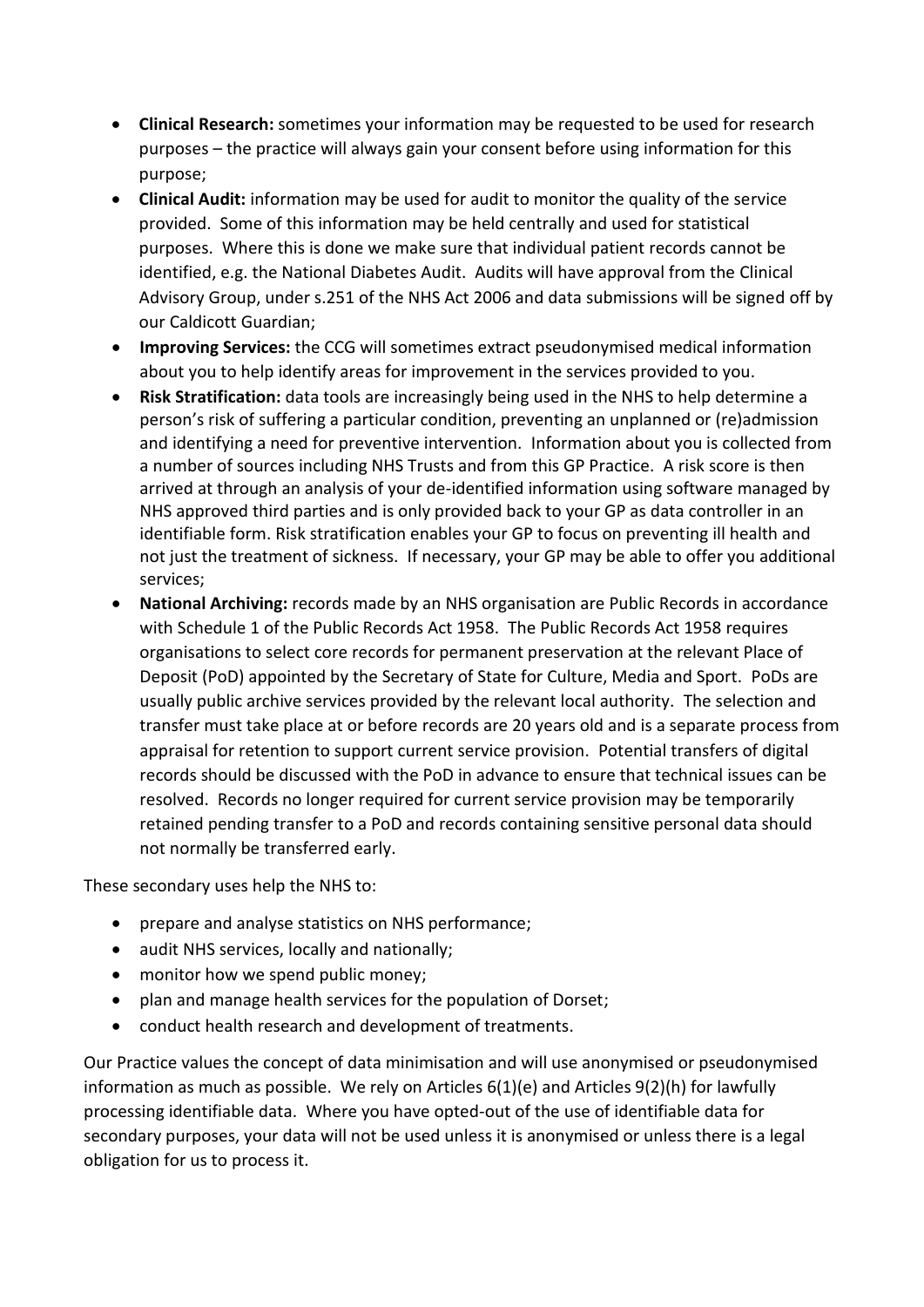- **Clinical Research:** sometimes your information may be requested to be used for research purposes – the practice will always gain your consent before using information for this purpose;
- **Clinical Audit:** information may be used for audit to monitor the quality of the service provided. Some of this information may be held centrally and used for statistical purposes. Where this is done we make sure that individual patient records cannot be identified, e.g. the National Diabetes Audit. Audits will have approval from the Clinical Advisory Group, under s.251 of the NHS Act 2006 and data submissions will be signed off by our Caldicott Guardian;
- **Improving Services:** the CCG will sometimes extract pseudonymised medical information about you to help identify areas for improvement in the services provided to you.
- **Risk Stratification:** data tools are increasingly being used in the NHS to help determine a person's risk of suffering a particular condition, preventing an unplanned or (re)admission and identifying a need for preventive intervention. Information about you is collected from a number of sources including NHS Trusts and from this GP Practice. A risk score is then arrived at through an analysis of your de-identified information using software managed by NHS approved third parties and is only provided back to your GP as data controller in an identifiable form. Risk stratification enables your GP to focus on preventing ill health and not just the treatment of sickness. If necessary, your GP may be able to offer you additional services;
- **National Archiving:** records made by an NHS organisation are Public Records in accordance with Schedule 1 of the Public Records Act 1958. The Public Records Act 1958 requires organisations to select core records for permanent preservation at the relevant Place of Deposit (PoD) appointed by the Secretary of State for Culture, Media and Sport. PoDs are usually public archive services provided by the relevant local authority. The selection and transfer must take place at or before records are 20 years old and is a separate process from appraisal for retention to support current service provision. Potential transfers of digital records should be discussed with the PoD in advance to ensure that technical issues can be resolved. Records no longer required for current service provision may be temporarily retained pending transfer to a PoD and records containing sensitive personal data should not normally be transferred early.

These secondary uses help the NHS to:

- prepare and analyse statistics on NHS performance;
- audit NHS services, locally and nationally;
- monitor how we spend public money;
- plan and manage health services for the population of Dorset;
- conduct health research and development of treatments.

Our Practice values the concept of data minimisation and will use anonymised or pseudonymised information as much as possible. We rely on Articles 6(1)(e) and Articles 9(2)(h) for lawfully processing identifiable data. Where you have opted-out of the use of identifiable data for secondary purposes, your data will not be used unless it is anonymised or unless there is a legal obligation for us to process it.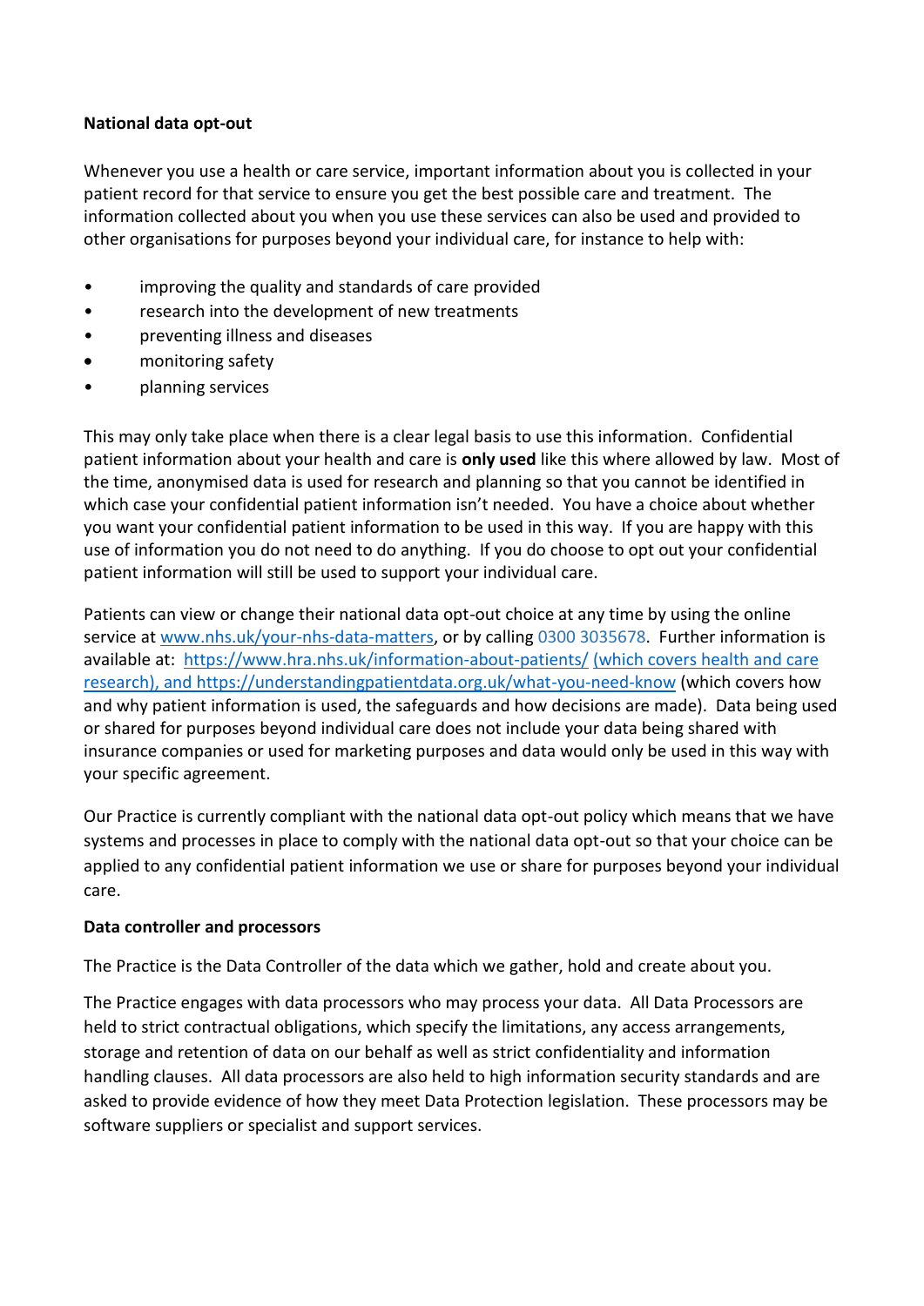**National data opt-out**

Whenever you use a health or care service, important information about you is collected in your patient record for that service to ensure you get the best possible care and treatment. The information collected about you when you use these services can also be used and provided to other organisations for purposes beyond your individual care, for instance to help with:

- improving the quality and standards of care provided
- research into the development of new treatments
- preventing illness and diseases
- monitoring safety
- planning services

This may only take place when there is a clear legal basis to use this information. Confidential patient information about your health and care is **only used** like this where allowed by law. Most of the time, anonymised data is used for research and planning so that you cannot be identified in which case your confidential patient information isn't needed. You have a choice about whether you want your confidential patient information to be used in this way. If you are happy with this use of information you do not need to do anything. If you do choose to opt out your confidential patient information will still be used to support your individual care.

Patients can view or change their national data opt-out choice at any time by using the online service at www.nhs.uk/your-nhs-data-matters, or by calling 0300 3035678. Further information is available at: https://www.hra.nhs.uk/information-about-patients/ (which covers health and care research), and https://understandingpatientdata.org.uk/what-you-need-know (which covers how and why patient information is used, the safeguards and how decisions are made). Data being used or shared for purposes beyond individual care does not include your data being shared with insurance companies or used for marketing purposes and data would only be used in this way with your specific agreement.

Our Practice is currently compliant with the national data opt-out policy which means that we have systems and processes in place to comply with the national data opt-out so that your choice can be applied to any confidential patient information we use or share for purposes beyond your individual care.

**Data controller and processors**

The Practice is the Data Controller of the data which we gather, hold and create about you.

The Practice engages with data processors who may process your data. All Data Processors are held to strict contractual obligations, which specify the limitations, any access arrangements, storage and retention of data on our behalf as well as strict confidentiality and information handling clauses. All data processors are also held to high information security standards and are asked to provide evidence of how they meet Data Protection legislation. These processors may be software suppliers or specialist and support services.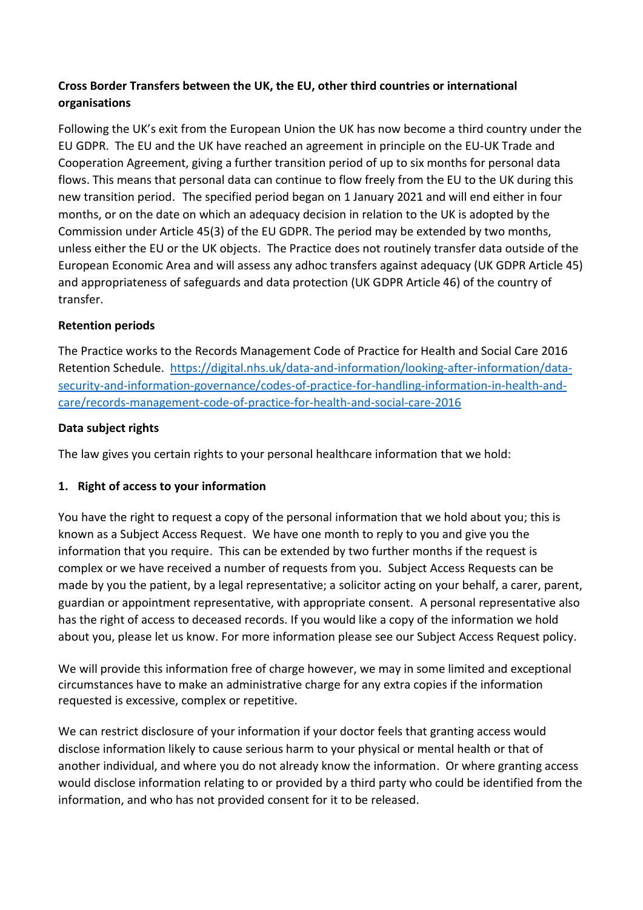**Cross Border Transfers between the UK, the EU, other third countries or international organisations**

Following the UK's exit from the European Union the UK has now become a third country under the EU GDPR. The EU and the UK have reached an agreement in principle on the EU-UK Trade and Cooperation Agreement, giving a further transition period of up to six months for personal data flows. This means that personal data can continue to flow freely from the EU to the UK during this new transition period. The specified period began on 1 January 2021 and will end either in four months, or on the date on which an adequacy decision in relation to the UK is adopted by the Commission under Article 45(3) of the EU GDPR. The period may be extended by two months, unless either the EU or the UK objects. The Practice does not routinely transfer data outside of the European Economic Area and will assess any adhoc transfers against adequacy (UK GDPR Article 45) and appropriateness of safeguards and data protection (UK GDPR Article 46) of the country of transfer.

**Retention periods**

The Practice works to the Records Management Code of Practice for Health and Social Care 2016 Retention Schedule. https://digital.nhs.uk/data-and-information/looking-after-information/data-security-and-information-governance/codes-of-practice-for-handling-information-in-health-and-care/records-management-code-of-practice-for-health-and-social-care-2016

**Data subject rights**

The law gives you certain rights to your personal healthcare information that we hold:

**1. Right of access to your information**

You have the right to request a copy of the personal information that we hold about you; this is known as a Subject Access Request. We have one month to reply to you and give you the information that you require. This can be extended by two further months if the request is complex or we have received a number of requests from you. Subject Access Requests can be made by you the patient, by a legal representative; a solicitor acting on your behalf, a carer, parent, guardian or appointment representative, with appropriate consent. A personal representative also has the right of access to deceased records. If you would like a copy of the information we hold about you, please let us know. For more information please see our Subject Access Request policy.

We will provide this information free of charge however, we may in some limited and exceptional circumstances have to make an administrative charge for any extra copies if the information requested is excessive, complex or repetitive.

We can restrict disclosure of your information if your doctor feels that granting access would disclose information likely to cause serious harm to your physical or mental health or that of another individual, and where you do not already know the information. Or where granting access would disclose information relating to or provided by a third party who could be identified from the information, and who has not provided consent for it to be released.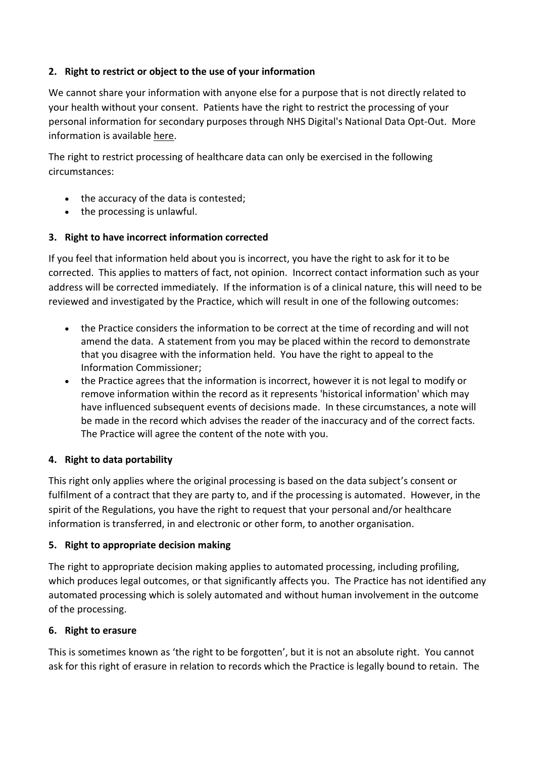**2. Right to restrict or object to the use of your information**

We cannot share your information with anyone else for a purpose that is not directly related to your health without your consent. Patients have the right to restrict the processing of your personal information for secondary purposes through NHS Digital's National Data Opt-Out. More information is available here.

The right to restrict processing of healthcare data can only be exercised in the following circumstances:

- the accuracy of the data is contested;
- the processing is unlawful.

**3. Right to have incorrect information corrected**

If you feel that information held about you is incorrect, you have the right to ask for it to be corrected. This applies to matters of fact, not opinion. Incorrect contact information such as your address will be corrected immediately. If the information is of a clinical nature, this will need to be reviewed and investigated by the Practice, which will result in one of the following outcomes:

- the Practice considers the information to be correct at the time of recording and will not amend the data. A statement from you may be placed within the record to demonstrate that you disagree with the information held. You have the right to appeal to the Information Commissioner;
- the Practice agrees that the information is incorrect, however it is not legal to modify or remove information within the record as it represents 'historical information' which may have influenced subsequent events of decisions made. In these circumstances, a note will be made in the record which advises the reader of the inaccuracy and of the correct facts. The Practice will agree the content of the note with you.

**4. Right to data portability**

This right only applies where the original processing is based on the data subject's consent or fulfilment of a contract that they are party to, and if the processing is automated. However, in the spirit of the Regulations, you have the right to request that your personal and/or healthcare information is transferred, in and electronic or other form, to another organisation.

**5. Right to appropriate decision making**

The right to appropriate decision making applies to automated processing, including profiling, which produces legal outcomes, or that significantly affects you. The Practice has not identified any automated processing which is solely automated and without human involvement in the outcome of the processing.

**6. Right to erasure**

This is sometimes known as 'the right to be forgotten', but it is not an absolute right. You cannot ask for this right of erasure in relation to records which the Practice is legally bound to retain. The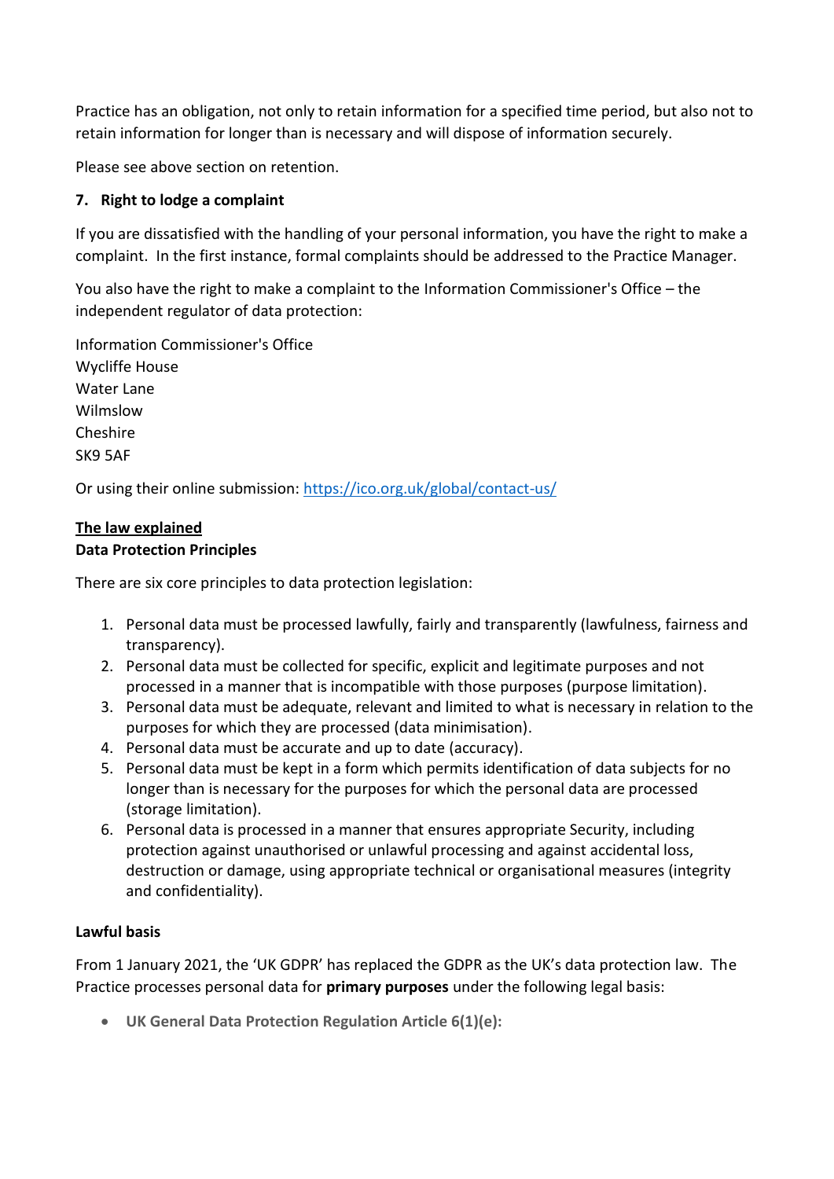Practice has an obligation, not only to retain information for a specified time period, but also not to retain information for longer than is necessary and will dispose of information securely.

Please see above section on retention.

**7. Right to lodge a complaint**

If you are dissatisfied with the handling of your personal information, you have the right to make a complaint. In the first instance, formal complaints should be addressed to the Practice Manager.

You also have the right to make a complaint to the Information Commissioner's Office – the independent regulator of data protection:

Information Commissioner's Office
Wycliffe House
Water Lane
Wilmslow
Cheshire
SK9 5AF

Or using their online submission: [https://ico.org.uk/global/contact-us/](https://ico.org.uk/global/contact-us/)

## <u>The law explained</u>

### Data Protection Principles

There are six core principles to data protection legislation:

1. Personal data must be processed lawfully, fairly and transparently (lawfulness, fairness and transparency).
2. Personal data must be collected for specific, explicit and legitimate purposes and not processed in a manner that is incompatible with those purposes (purpose limitation).
3. Personal data must be adequate, relevant and limited to what is necessary in relation to the purposes for which they are processed (data minimisation).
4. Personal data must be accurate and up to date (accuracy).
5. Personal data must be kept in a form which permits identification of data subjects for no longer than is necessary for the purposes for which the personal data are processed (storage limitation).
6. Personal data is processed in a manner that ensures appropriate Security, including protection against unauthorised or unlawful processing and against accidental loss, destruction or damage, using appropriate technical or organisational measures (integrity and confidentiality).

### Lawful basis

From 1 January 2021, the 'UK GDPR' has replaced the GDPR as the UK's data protection law. The Practice processes personal data for **primary purposes** under the following legal basis:

- **UK General Data Protection Regulation Article 6(1)(e):**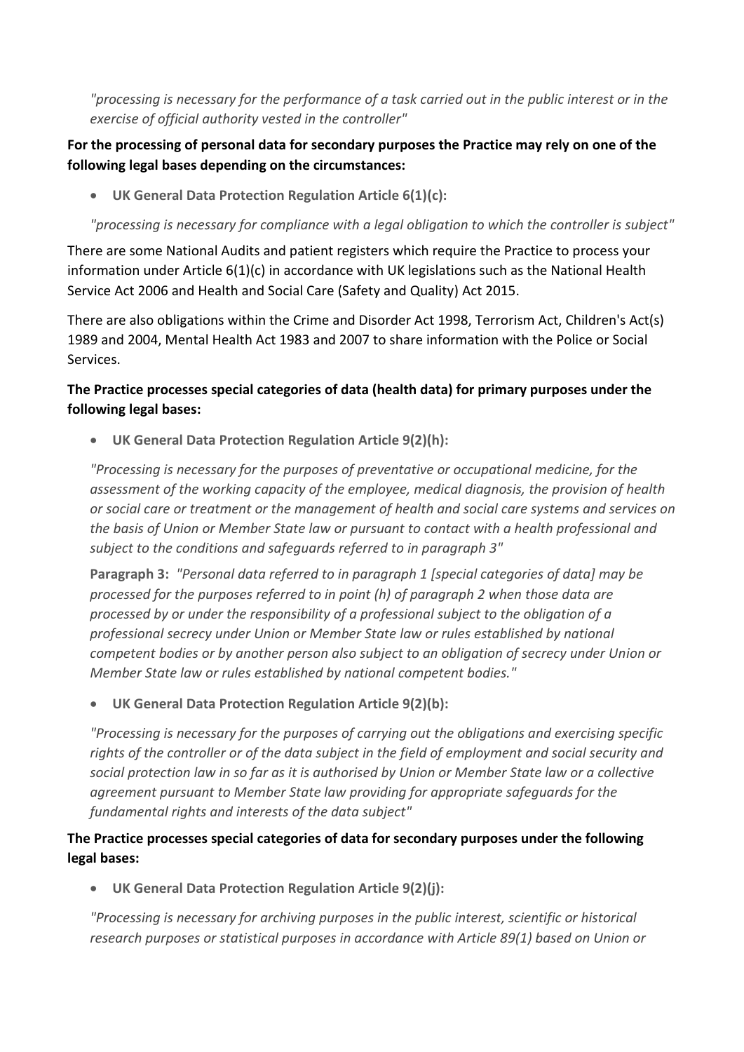*"processing is necessary for the performance of a task carried out in the public interest or in the exercise of official authority vested in the controller"*

**For the processing of personal data for secondary purposes the Practice may rely on one of the following legal bases depending on the circumstances:**

- **UK General Data Protection Regulation Article 6(1)(c):**

*"processing is necessary for compliance with a legal obligation to which the controller is subject"*

There are some National Audits and patient registers which require the Practice to process your information under Article 6(1)(c) in accordance with UK legislations such as the National Health Service Act 2006 and Health and Social Care (Safety and Quality) Act 2015.

There are also obligations within the Crime and Disorder Act 1998, Terrorism Act, Children's Act(s) 1989 and 2004, Mental Health Act 1983 and 2007 to share information with the Police or Social Services.

**The Practice processes special categories of data (health data) for primary purposes under the following legal bases:**

- **UK General Data Protection Regulation Article 9(2)(h):**

*"Processing is necessary for the purposes of preventative or occupational medicine, for the assessment of the working capacity of the employee, medical diagnosis, the provision of health or social care or treatment or the management of health and social care systems and services on the basis of Union or Member State law or pursuant to contact with a health professional and subject to the conditions and safeguards referred to in paragraph 3"*

**Paragraph 3:** *"Personal data referred to in paragraph 1 [special categories of data] may be processed for the purposes referred to in point (h) of paragraph 2 when those data are processed by or under the responsibility of a professional subject to the obligation of a professional secrecy under Union or Member State law or rules established by national competent bodies or by another person also subject to an obligation of secrecy under Union or Member State law or rules established by national competent bodies."*

- **UK General Data Protection Regulation Article 9(2)(b):**

*"Processing is necessary for the purposes of carrying out the obligations and exercising specific rights of the controller or of the data subject in the field of employment and social security and social protection law in so far as it is authorised by Union or Member State law or a collective agreement pursuant to Member State law providing for appropriate safeguards for the fundamental rights and interests of the data subject"*

**The Practice processes special categories of data for secondary purposes under the following legal bases:**

- **UK General Data Protection Regulation Article 9(2)(j):**

*"Processing is necessary for archiving purposes in the public interest, scientific or historical research purposes or statistical purposes in accordance with Article 89(1) based on Union or*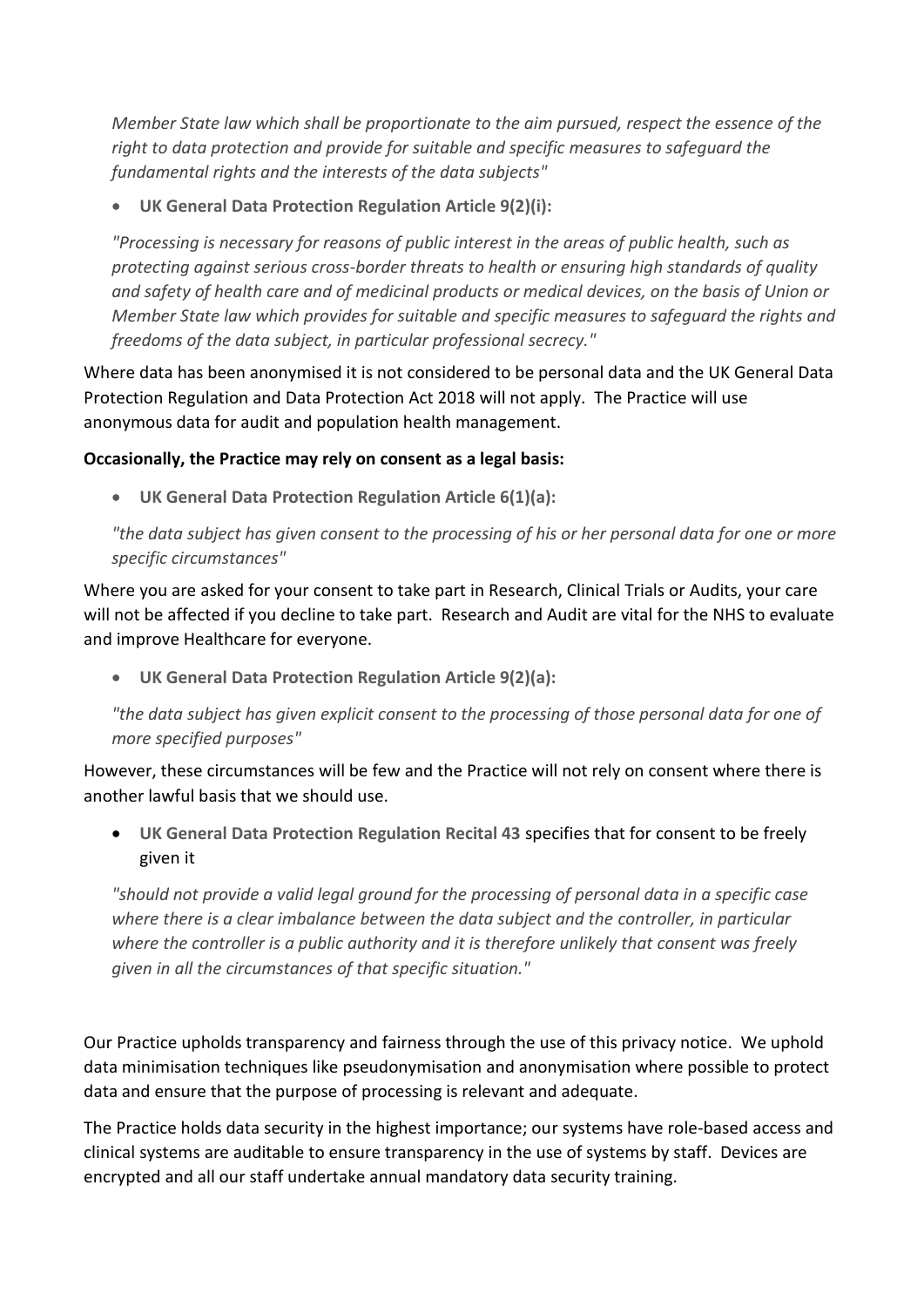*Member State law which shall be proportionate to the aim pursued, respect the essence of the right to data protection and provide for suitable and specific measures to safeguard the fundamental rights and the interests of the data subjects"*

- **UK General Data Protection Regulation Article 9(2)(i):**

*"Processing is necessary for reasons of public interest in the areas of public health, such as protecting against serious cross-border threats to health or ensuring high standards of quality and safety of health care and of medicinal products or medical devices, on the basis of Union or Member State law which provides for suitable and specific measures to safeguard the rights and freedoms of the data subject, in particular professional secrecy."*

Where data has been anonymised it is not considered to be personal data and the UK General Data Protection Regulation and Data Protection Act 2018 will not apply. The Practice will use anonymous data for audit and population health management.

**Occasionally, the Practice may rely on consent as a legal basis:**

- **UK General Data Protection Regulation Article 6(1)(a):**

*"the data subject has given consent to the processing of his or her personal data for one or more specific circumstances"*

Where you are asked for your consent to take part in Research, Clinical Trials or Audits, your care will not be affected if you decline to take part. Research and Audit are vital for the NHS to evaluate and improve Healthcare for everyone.

- **UK General Data Protection Regulation Article 9(2)(a):**

*"the data subject has given explicit consent to the processing of those personal data for one of more specified purposes"*

However, these circumstances will be few and the Practice will not rely on consent where there is another lawful basis that we should use.

- **UK General Data Protection Regulation Recital 43** specifies that for consent to be freely given it

*"should not provide a valid legal ground for the processing of personal data in a specific case where there is a clear imbalance between the data subject and the controller, in particular where the controller is a public authority and it is therefore unlikely that consent was freely given in all the circumstances of that specific situation."*

Our Practice upholds transparency and fairness through the use of this privacy notice. We uphold data minimisation techniques like pseudonymisation and anonymisation where possible to protect data and ensure that the purpose of processing is relevant and adequate.

The Practice holds data security in the highest importance; our systems have role-based access and clinical systems are auditable to ensure transparency in the use of systems by staff. Devices are encrypted and all our staff undertake annual mandatory data security training.